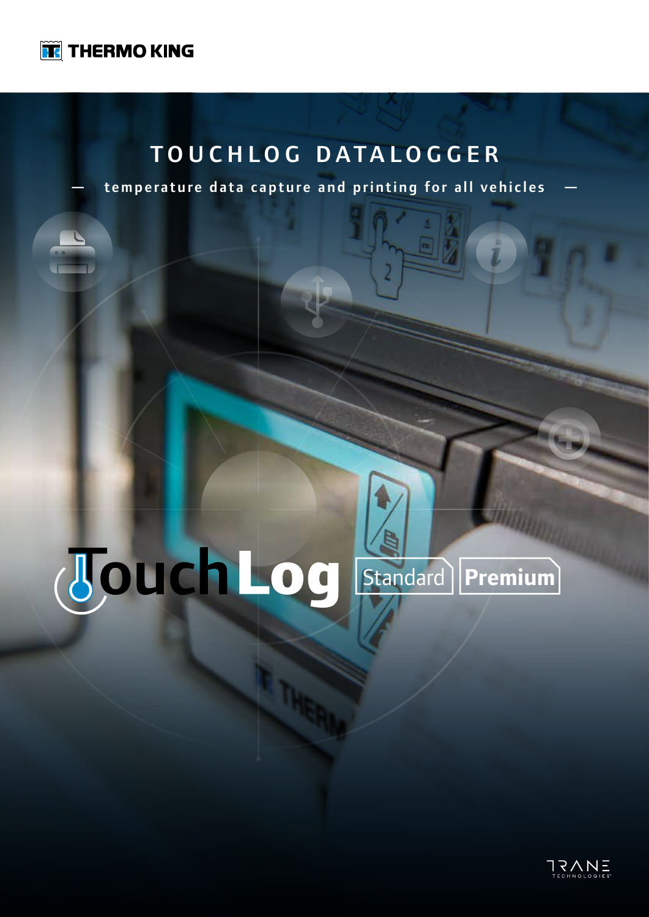THERMO KING

# TOUCHLOG DATALOGGER

— temperature data capture and printing for all vehicles —

TouchLog Standard Premium

TRANE TECHNOLOGIES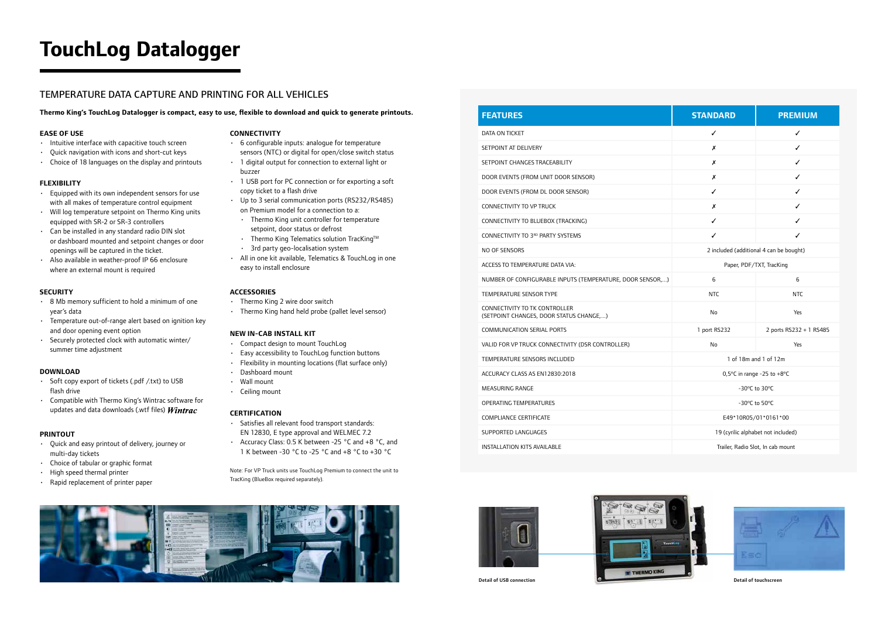# TouchLog Datalogger

## TEMPERATURE DATA CAPTURE AND PRINTING FOR ALL VEHICLES

**Thermo King's TouchLog Datalogger is compact, easy to use, flexible to download and quick to generate printouts.**

### EASE OF USE

- Intuitive interface with capacitive touch screen
- Quick navigation with icons and short-cut keys
- Choice of 18 languages on the display and printouts

### FLEXIBILITY

- Equipped with its own independent sensors for use with all makes of temperature control equipment
- Will log temperature setpoint on Thermo King units equipped with SR-2 or SR-3 controllers
- Can be installed in any standard radio DIN slot or dashboard mounted and setpoint changes or door openings will be captured in the ticket.
- Also available in weather-proof IP 66 enclosure where an external mount is required

### SECURITY

- 8 Mb memory sufficient to hold a minimum of one year's data
- Temperature out-of-range alert based on ignition key and door opening event option
- Securely protected clock with automatic winter/summer time adjustment

### DOWNLOAD

- Soft copy export of tickets (.pdf /.txt) to USB flash drive
- Compatible with Thermo King's Wintrac software for updates and data downloads (.wtf files) *Wintrac*

### PRINTOUT

- Quick and easy printout of delivery, journey or multi-day tickets
- Choice of tabular or graphic format
- High speed thermal printer
- Rapid replacement of printer paper

### CONNECTIVITY

- 6 configurable inputs: analogue for temperature sensors (NTC) or digital for open/close switch status
- 1 digital output for connection to external light or buzzer
- 1 USB port for PC connection or for exporting a soft copy ticket to a flash drive
- Up to 3 serial communication ports (RS232/RS485) on Premium model for a connection to a:
  - Thermo King unit controller for temperature setpoint, door status or defrost
  - Thermo King Telematics solution TracKing™
  - 3rd party geo-localisation system
- All in one kit available, Telematics & TouchLog in one easy to install enclosure

### ACCESSORIES

- Thermo King 2 wire door switch
- Thermo King hand held probe (pallet level sensor)

### NEW IN-CAB INSTALL KIT

- Compact design to mount TouchLog
- Easy accessibility to TouchLog function buttons
- Flexibility in mounting locations (flat surface only)
- Dashboard mount
- Wall mount
- Ceiling mount

### CERTIFICATION

- Satisfies all relevant food transport standards: EN 12830, E type approval and WELMEC 7.2
- Accuracy Class: 0.5 K between -25 °C and +8 °C, and 1 K between -30 °C to -25 °C and +8 °C to +30 °C

Note: For VP Truck units use TouchLog Premium to connect the unit to TracKing (BlueBox required separately).

| FEATURES | STANDARD | PREMIUM |
|---|---|---|
| DATA ON TICKET | ✓ | ✓ |
| SETPOINT AT DELIVERY | ✗ | ✓ |
| SETPOINT CHANGES TRACEABILITY | ✗ | ✓ |
| DOOR EVENTS (FROM UNIT DOOR SENSOR) | ✗ | ✓ |
| DOOR EVENTS (FROM DL DOOR SENSOR) | ✓ | ✓ |
| CONNECTIVITY TO VP TRUCK | ✗ | ✓ |
| CONNECTIVITY TO BLUEBOX (TRACKING) | ✓ | ✓ |
| CONNECTIVITY TO 3RD PARTY SYSTEMS | ✓ | ✓ |
| NO OF SENSORS | 2 included (additional 4 can be bought) | |
| ACCESS TO TEMPERATURE DATA VIA: | Paper, PDF/TXT, TracKing | |
| NUMBER OF CONFIGURABLE INPUTS (TEMPERATURE, DOOR SENSOR,...) | 6 | 6 |
| TEMPERATURE SENSOR TYPE | NTC | NTC |
| CONNECTIVITY TO TK CONTROLLER (SETPOINT CHANGES, DOOR STATUS CHANGE,...) | No | Yes |
| COMMUNICATION SERIAL PORTS | 1 port RS232 | 2 ports RS232 + 1 RS485 |
| VALID FOR VP TRUCK CONNECTIVITY (DSR CONTROLLER) | No | Yes |
| TEMPERATURE SENSORS INCLUDED | 1 of 18m and 1 of 12m | |
| ACCURACY CLASS AS EN12830:2018 | 0,5°C in range -25 to +8°C | |
| MEASURING RANGE | -30°C to 30°C | |
| OPERATING TEMPERATURES | -30°C to 50°C | |
| COMPLIANCE CERTIFICATE | E49*10R05/01*0161*00 | |
| SUPPORTED LANGUAGES | 19 (cyrilic alphabet not included) | |
| INSTALLATION KITS AVAILABLE | Trailer, Radio Slot, In cab mount | |

Detail of USB connection

Detail of touchscreen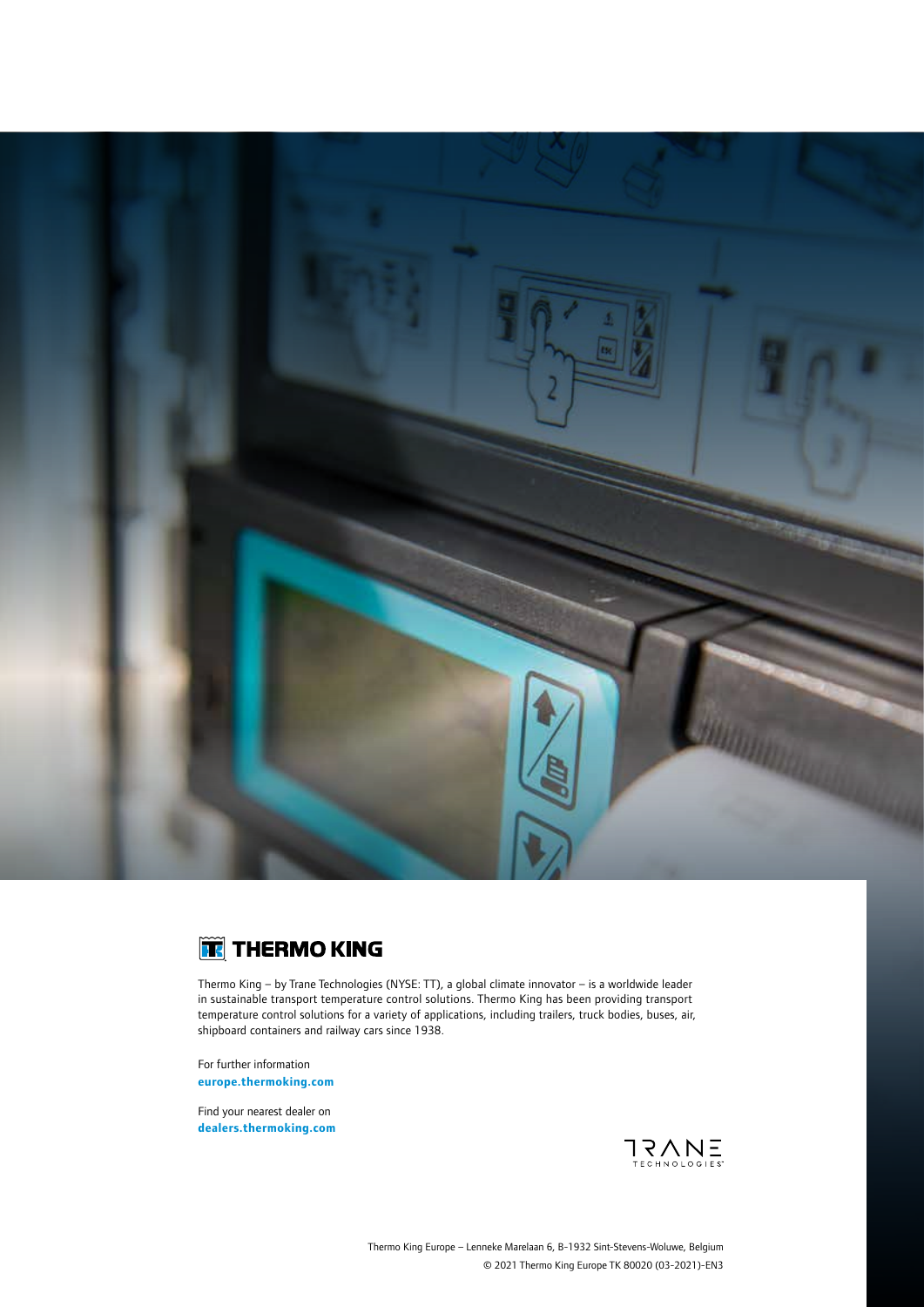**THERMO KING**

Thermo King – by Trane Technologies (NYSE: TT), a global climate innovator – is a worldwide leader in sustainable transport temperature control solutions. Thermo King has been providing transport temperature control solutions for a variety of applications, including trailers, truck bodies, buses, air, shipboard containers and railway cars since 1938.

For further information
**europe.thermoking.com**

Find your nearest dealer on
**dealers.thermoking.com**

TRANE TECHNOLOGIES

Thermo King Europe – Lenneke Marelaan 6, B-1932 Sint-Stevens-Woluwe, Belgium
© 2021 Thermo King Europe TK 80020 (03-2021)-EN3